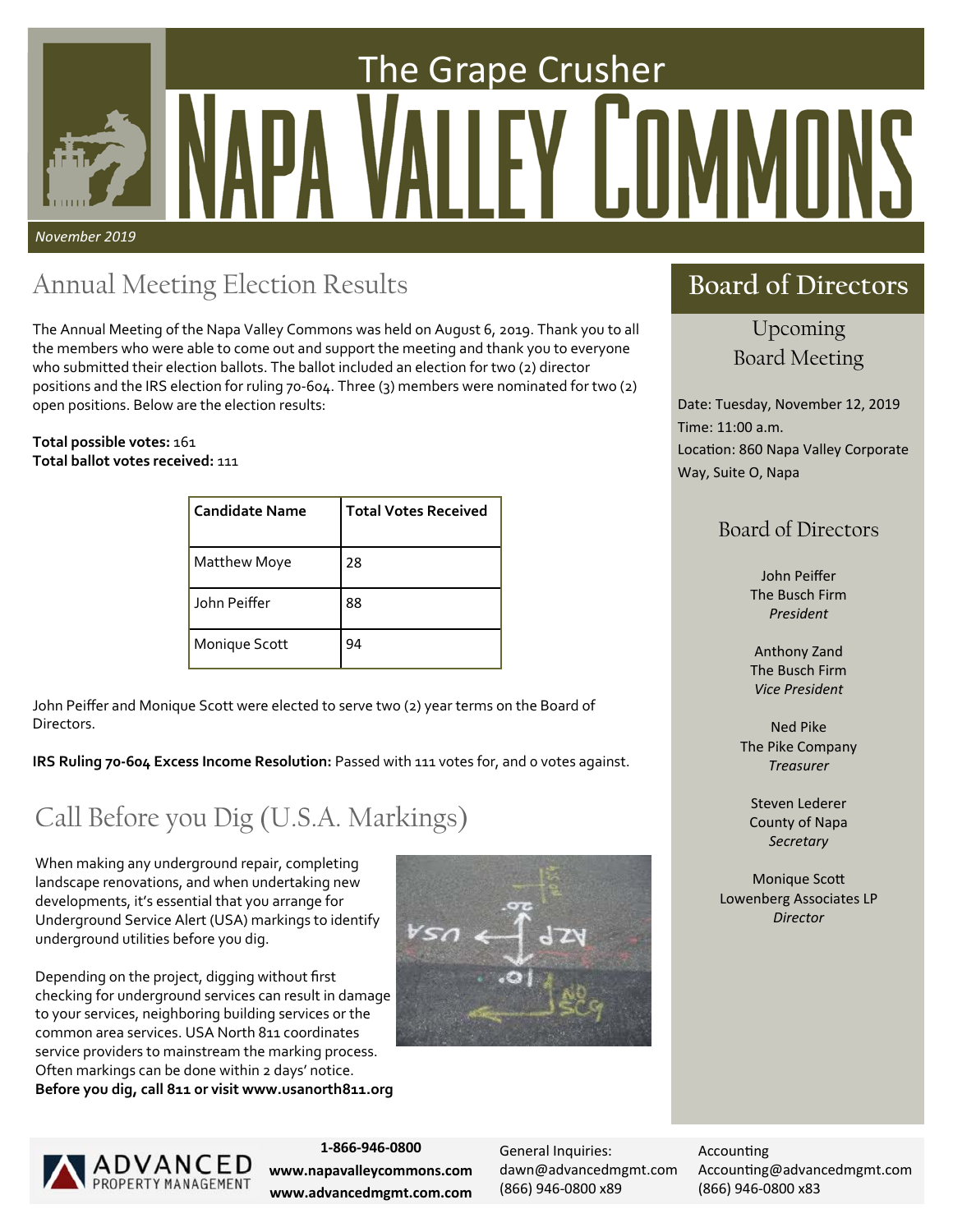# The Grape Crusher
# NAPA VALLEY COMMONS

*November 2019*

## Annual Meeting Election Results

The Annual Meeting of the Napa Valley Commons was held on August 6, 2019. Thank you to all the members who were able to come out and support the meeting and thank you to everyone who submitted their election ballots. The ballot included an election for two (2) director positions and the IRS election for ruling 70-604. Three (3) members were nominated for two (2) open positions. Below are the election results:

**Total possible votes:** 161
**Total ballot votes received:** 111

| Candidate Name | Total Votes Received |
|---|---|
| Matthew Moye | 28 |
| John Peiffer | 88 |
| Monique Scott | 94 |

John Peiffer and Monique Scott were elected to serve two (2) year terms on the Board of Directors.

**IRS Ruling 70-604 Excess Income Resolution:** Passed with 111 votes for, and 0 votes against.

## Call Before you Dig (U.S.A. Markings)

When making any underground repair, completing landscape renovations, and when undertaking new developments, it's essential that you arrange for Underground Service Alert (USA) markings to identify underground utilities before you dig.

Depending on the project, digging without first checking for underground services can result in damage to your services, neighboring building services or the common area services. USA North 811 coordinates service providers to mainstream the marking process. Often markings can be done within 2 days' notice.
**Before you dig, call 811 or visit www.usanorth811.org**

## Board of Directors

### Upcoming Board Meeting

Date: Tuesday, November 12, 2019
Time: 11:00 a.m.
Location: 860 Napa Valley Corporate Way, Suite O, Napa

### Board of Directors

John Peiffer
The Busch Firm
*President*

Anthony Zand
The Busch Firm
*Vice President*

Ned Pike
The Pike Company
*Treasurer*

Steven Lederer
County of Napa
*Secretary*

Monique Scott
Lowenberg Associates LP
*Director*

---

ADVANCED PROPERTY MANAGEMENT

**1-866-946-0800**
**www.napavalleycommons.com**
**www.advancedmgmt.com.com**

General Inquiries:
dawn@advancedmgmt.com
(866) 946-0800 x89

Accounting
Accounting@advancedmgmt.com
(866) 946-0800 x83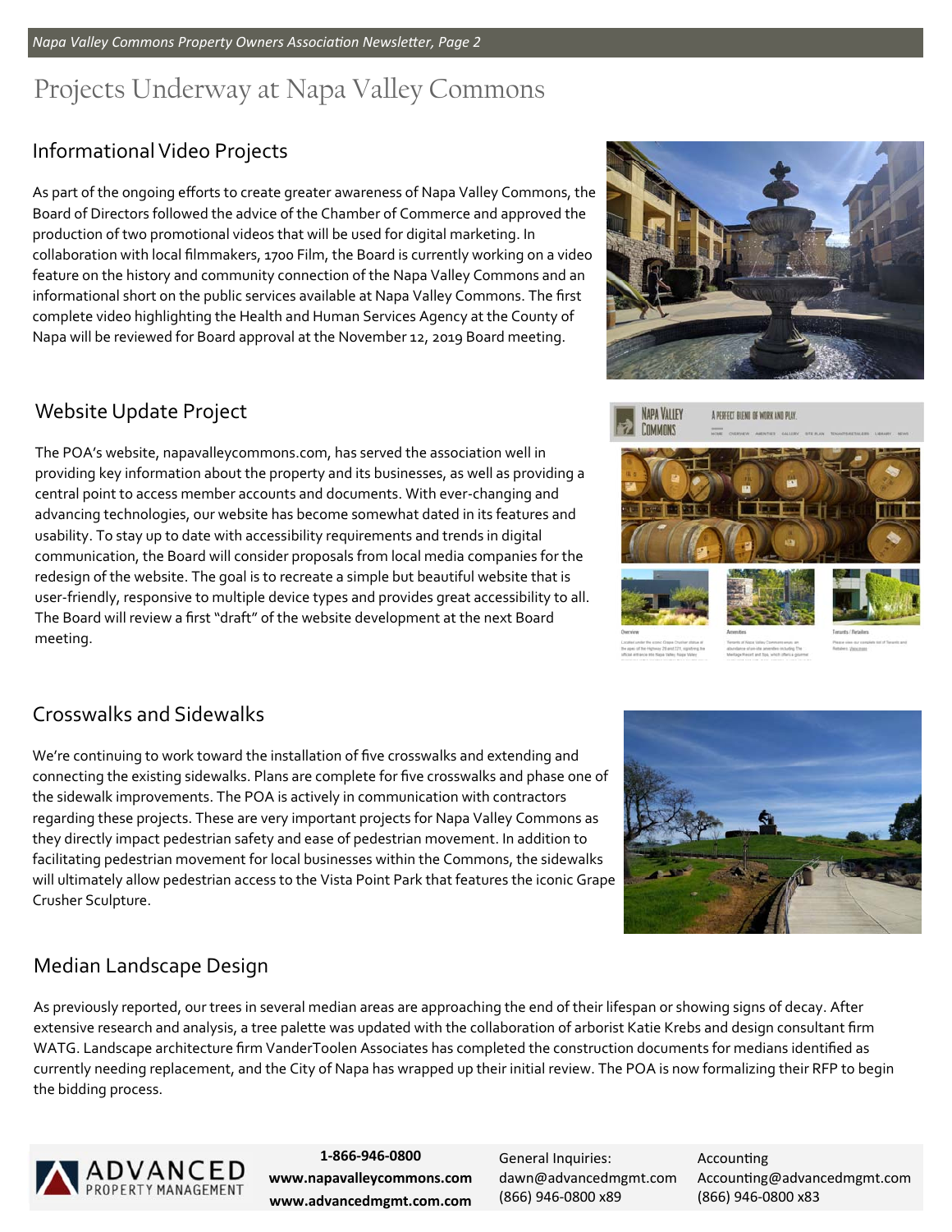# Projects Underway at Napa Valley Commons

## Informational Video Projects

As part of the ongoing efforts to create greater awareness of Napa Valley Commons, the Board of Directors followed the advice of the Chamber of Commerce and approved the production of two promotional videos that will be used for digital marketing. In collaboration with local filmmakers, 1700 Film, the Board is currently working on a video feature on the history and community connection of the Napa Valley Commons and an informational short on the public services available at Napa Valley Commons. The first complete video highlighting the Health and Human Services Agency at the County of Napa will be reviewed for Board approval at the November 12, 2019 Board meeting.

## Website Update Project

The POA's website, napavalleycommons.com, has served the association well in providing key information about the property and its businesses, as well as providing a central point to access member accounts and documents. With ever-changing and advancing technologies, our website has become somewhat dated in its features and usability. To stay up to date with accessibility requirements and trends in digital communication, the Board will consider proposals from local media companies for the redesign of the website. The goal is to recreate a simple but beautiful website that is user-friendly, responsive to multiple device types and provides great accessibility to all. The Board will review a first "draft" of the website development at the next Board meeting.

## Crosswalks and Sidewalks

We're continuing to work toward the installation of five crosswalks and extending and connecting the existing sidewalks. Plans are complete for five crosswalks and phase one of the sidewalk improvements. The POA is actively in communication with contractors regarding these projects. These are very important projects for Napa Valley Commons as they directly impact pedestrian safety and ease of pedestrian movement. In addition to facilitating pedestrian movement for local businesses within the Commons, the sidewalks will ultimately allow pedestrian access to the Vista Point Park that features the iconic Grape Crusher Sculpture.

## Median Landscape Design

As previously reported, our trees in several median areas are approaching the end of their lifespan or showing signs of decay. After extensive research and analysis, a tree palette was updated with the collaboration of arborist Katie Krebs and design consultant firm WATG. Landscape architecture firm VanderToolen Associates has completed the construction documents for medians identified as currently needing replacement, and the City of Napa has wrapped up their initial review. The POA is now formalizing their RFP to begin the bidding process.

ADVANCED PROPERTY MANAGEMENT

**1-866-946-0800**
**www.napavalleycommons.com**
**www.advancedmgmt.com.com**

General Inquiries:
dawn@advancedmgmt.com
(866) 946-0800 x89

Accounting
Accounting@advancedmgmt.com
(866) 946-0800 x83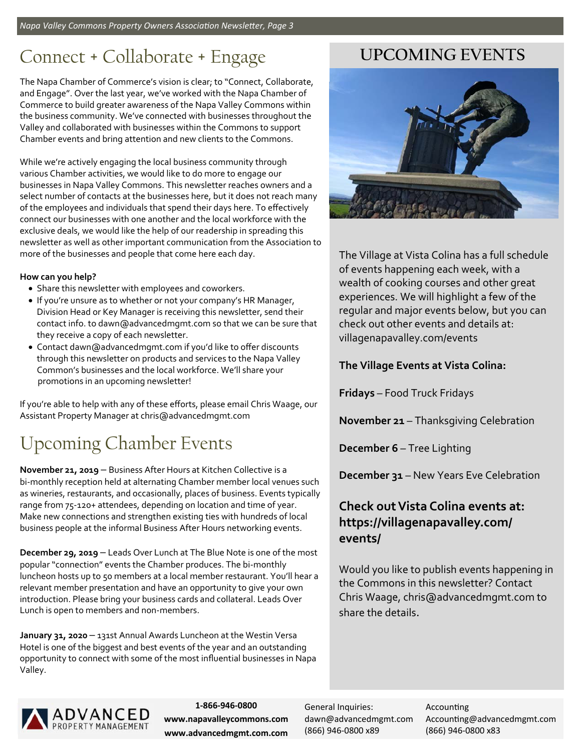# Connect + Collaborate + Engage

The Napa Chamber of Commerce's vision is clear; to "Connect, Collaborate, and Engage". Over the last year, we've worked with the Napa Chamber of Commerce to build greater awareness of the Napa Valley Commons within the business community. We've connected with businesses throughout the Valley and collaborated with businesses within the Commons to support Chamber events and bring attention and new clients to the Commons.

While we're actively engaging the local business community through various Chamber activities, we would like to do more to engage our businesses in Napa Valley Commons. This newsletter reaches owners and a select number of contacts at the businesses here, but it does not reach many of the employees and individuals that spend their days here. To effectively connect our businesses with one another and the local workforce with the exclusive deals, we would like the help of our readership in spreading this newsletter as well as other important communication from the Association to more of the businesses and people that come here each day.

**How can you help?**

- Share this newsletter with employees and coworkers.
- If you're unsure as to whether or not your company's HR Manager, Division Head or Key Manager is receiving this newsletter, send their contact info. to dawn@advancedmgmt.com so that we can be sure that they receive a copy of each newsletter.
- Contact dawn@advancedmgmt.com if you'd like to offer discounts through this newsletter on products and services to the Napa Valley Common's businesses and the local workforce. We'll share your promotions in an upcoming newsletter!

If you're able to help with any of these efforts, please email Chris Waage, our Assistant Property Manager at chris@advancedmgmt.com

# Upcoming Chamber Events

**November 21, 2019** – Business After Hours at Kitchen Collective is a bi-monthly reception held at alternating Chamber member local venues such as wineries, restaurants, and occasionally, places of business. Events typically range from 75-120+ attendees, depending on location and time of year. Make new connections and strengthen existing ties with hundreds of local business people at the informal Business After Hours networking events.

**December 29, 2019** – Leads Over Lunch at The Blue Note is one of the most popular "connection" events the Chamber produces. The bi-monthly luncheon hosts up to 50 members at a local member restaurant. You'll hear a relevant member presentation and have an opportunity to give your own introduction. Please bring your business cards and collateral. Leads Over Lunch is open to members and non-members.

**January 31, 2020** – 131st Annual Awards Luncheon at the Westin Versa Hotel is one of the biggest and best events of the year and an outstanding opportunity to connect with some of the most influential businesses in Napa Valley.

# UPCOMING EVENTS

The Village at Vista Colina has a full schedule of events happening each week, with a wealth of cooking courses and other great experiences. We will highlight a few of the regular and major events below, but you can check out other events and details at: villagenapavalley.com/events

**The Village Events at Vista Colina:**

**Fridays** – Food Truck Fridays

**November 21** – Thanksgiving Celebration

**December 6** – Tree Lighting

**December 31** – New Years Eve Celebration

### Check out Vista Colina events at: https://villagenapavalley.com/events/

Would you like to publish events happening in the Commons in this newsletter? Contact Chris Waage, chris@advancedmgmt.com to share the details.

ADVANCED PROPERTY MANAGEMENT

**1-866-946-0800**
**www.napavalleycommons.com**
**www.advancedmgmt.com.com**

General Inquiries:
dawn@advancedmgmt.com
(866) 946-0800 x89

Accounting
Accounting@advancedmgmt.com
(866) 946-0800 x83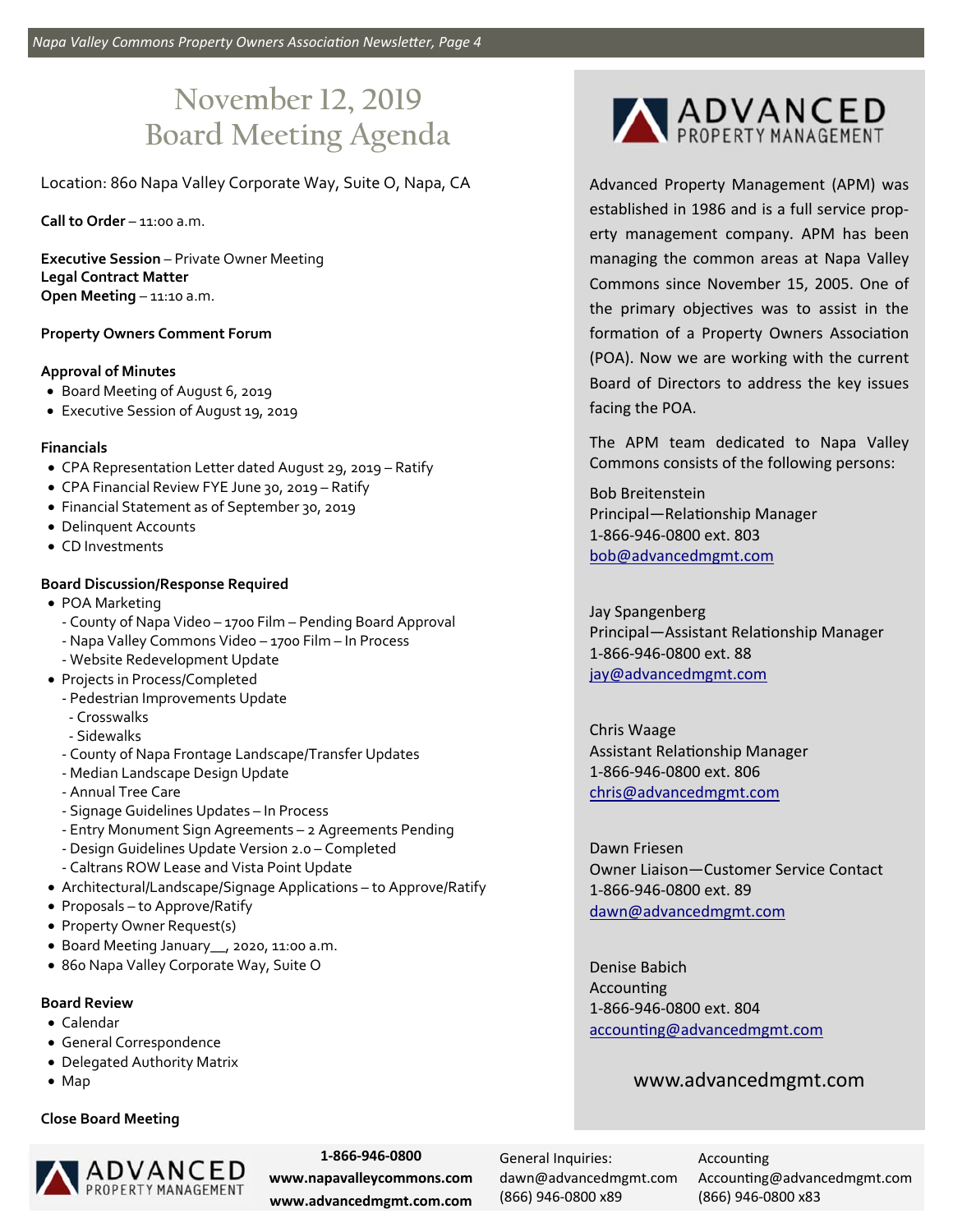# November 12, 2019 Board Meeting Agenda

Location: 860 Napa Valley Corporate Way, Suite O, Napa, CA

**Call to Order** – 11:00 a.m.

**Executive Session** – Private Owner Meeting
**Legal Contract Matter**
**Open Meeting** – 11:10 a.m.

**Property Owners Comment Forum**

**Approval of Minutes**

- Board Meeting of August 6, 2019
- Executive Session of August 19, 2019

**Financials**

- CPA Representation Letter dated August 29, 2019 – Ratify
- CPA Financial Review FYE June 30, 2019 – Ratify
- Financial Statement as of September 30, 2019
- Delinquent Accounts
- CD Investments

**Board Discussion/Response Required**

- POA Marketing
  - County of Napa Video – 1700 Film – Pending Board Approval
  - Napa Valley Commons Video – 1700 Film – In Process
  - Website Redevelopment Update
- Projects in Process/Completed
  - Pedestrian Improvements Update
    - Crosswalks
    - Sidewalks
  - County of Napa Frontage Landscape/Transfer Updates
  - Median Landscape Design Update
  - Annual Tree Care
  - Signage Guidelines Updates – In Process
  - Entry Monument Sign Agreements – 2 Agreements Pending
  - Design Guidelines Update Version 2.0 – Completed
  - Caltrans ROW Lease and Vista Point Update
- Architectural/Landscape/Signage Applications – to Approve/Ratify
- Proposals – to Approve/Ratify
- Property Owner Request(s)
- Board Meeting January__, 2020, 11:00 a.m.
- 860 Napa Valley Corporate Way, Suite O

**Board Review**

- Calendar
- General Correspondence
- Delegated Authority Matrix
- Map

**Close Board Meeting**

## ADVANCED PROPERTY MANAGEMENT

Advanced Property Management (APM) was established in 1986 and is a full service property management company. APM has been managing the common areas at Napa Valley Commons since November 15, 2005. One of the primary objectives was to assist in the formation of a Property Owners Association (POA). Now we are working with the current Board of Directors to address the key issues facing the POA.

The APM team dedicated to Napa Valley Commons consists of the following persons:

Bob Breitenstein
Principal—Relationship Manager
1-866-946-0800 ext. 803
bob@advancedmgmt.com

Jay Spangenberg
Principal—Assistant Relationship Manager
1-866-946-0800 ext. 88
jay@advancedmgmt.com

Chris Waage
Assistant Relationship Manager
1-866-946-0800 ext. 806
chris@advancedmgmt.com

Dawn Friesen
Owner Liaison—Customer Service Contact
1-866-946-0800 ext. 89
dawn@advancedmgmt.com

Denise Babich
Accounting
1-866-946-0800 ext. 804
accounting@advancedmgmt.com

www.advancedmgmt.com

ADVANCED PROPERTY MANAGEMENT

**1-866-946-0800**
**www.napavalleycommons.com**
**www.advancedmgmt.com.com**

General Inquiries:
dawn@advancedmgmt.com
(866) 946-0800 x89

Accounting
Accounting@advancedmgmt.com
(866) 946-0800 x83